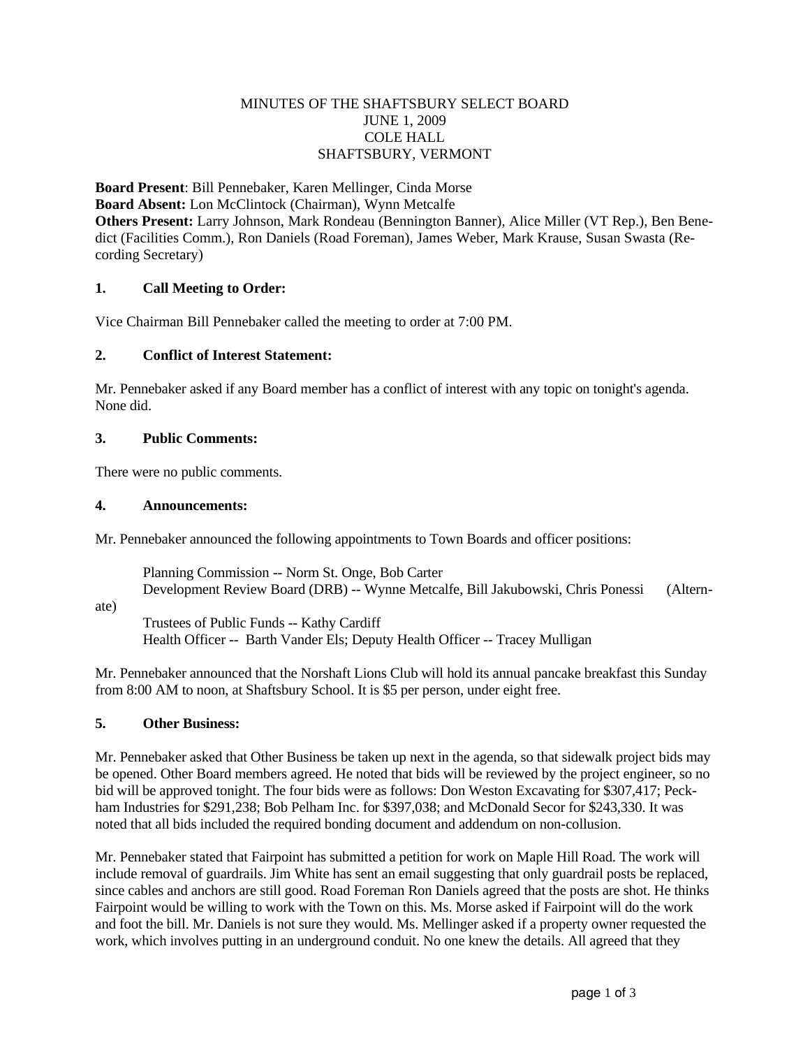MINUTES OF THE SHAFTSBURY SELECT BOARD
JUNE 1, 2009
COLE HALL
SHAFTSBURY, VERMONT

**Board Present**: Bill Pennebaker, Karen Mellinger, Cinda Morse
**Board Absent:** Lon McClintock (Chairman), Wynn Metcalfe
**Others Present:** Larry Johnson, Mark Rondeau (Bennington Banner), Alice Miller (VT Rep.), Ben Benedict (Facilities Comm.), Ron Daniels (Road Foreman), James Weber, Mark Krause, Susan Swasta (Recording Secretary)

## 1. Call Meeting to Order:

Vice Chairman Bill Pennebaker called the meeting to order at 7:00 PM.

## 2. Conflict of Interest Statement:

Mr. Pennebaker asked if any Board member has a conflict of interest with any topic on tonight's agenda. None did.

## 3. Public Comments:

There were no public comments.

## 4. Announcements:

Mr. Pennebaker announced the following appointments to Town Boards and officer positions:

Planning Commission -- Norm St. Onge, Bob Carter
Development Review Board (DRB) -- Wynne Metcalfe, Bill Jakubowski, Chris Ponessi (Alternate)
Trustees of Public Funds -- Kathy Cardiff
Health Officer -- Barth Vander Els; Deputy Health Officer -- Tracey Mulligan

Mr. Pennebaker announced that the Norshaft Lions Club will hold its annual pancake breakfast this Sunday from 8:00 AM to noon, at Shaftsbury School. It is $5 per person, under eight free.

## 5. Other Business:

Mr. Pennebaker asked that Other Business be taken up next in the agenda, so that sidewalk project bids may be opened. Other Board members agreed. He noted that bids will be reviewed by the project engineer, so no bid will be approved tonight. The four bids were as follows: Don Weston Excavating for $307,417; Peckham Industries for $291,238; Bob Pelham Inc. for $397,038; and McDonald Secor for $243,330. It was noted that all bids included the required bonding document and addendum on non-collusion.

Mr. Pennebaker stated that Fairpoint has submitted a petition for work on Maple Hill Road. The work will include removal of guardrails. Jim White has sent an email suggesting that only guardrail posts be replaced, since cables and anchors are still good. Road Foreman Ron Daniels agreed that the posts are shot. He thinks Fairpoint would be willing to work with the Town on this. Ms. Morse asked if Fairpoint will do the work and foot the bill. Mr. Daniels is not sure they would. Ms. Mellinger asked if a property owner requested the work, which involves putting in an underground conduit. No one knew the details. All agreed that they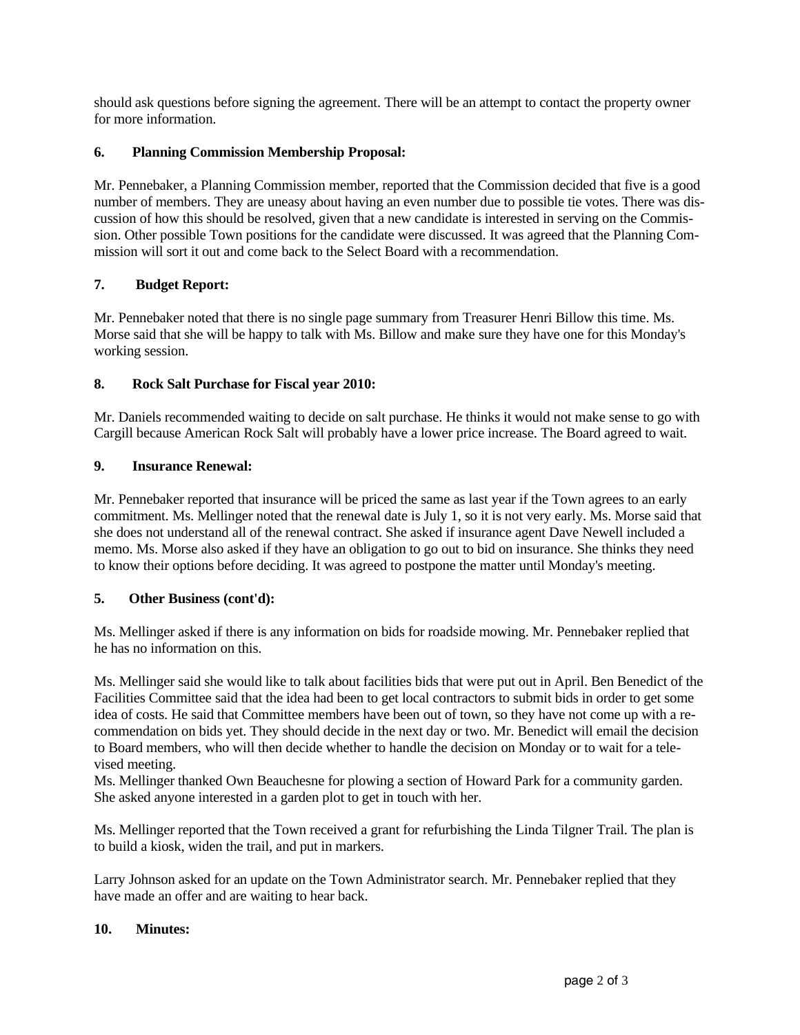should ask questions before signing the agreement. There will be an attempt to contact the property owner for more information.

**6. Planning Commission Membership Proposal:**

Mr. Pennebaker, a Planning Commission member, reported that the Commission decided that five is a good number of members. They are uneasy about having an even number due to possible tie votes. There was discussion of how this should be resolved, given that a new candidate is interested in serving on the Commission. Other possible Town positions for the candidate were discussed. It was agreed that the Planning Commission will sort it out and come back to the Select Board with a recommendation.

**7. Budget Report:**

Mr. Pennebaker noted that there is no single page summary from Treasurer Henri Billow this time. Ms. Morse said that she will be happy to talk with Ms. Billow and make sure they have one for this Monday's working session.

**8. Rock Salt Purchase for Fiscal year 2010:**

Mr. Daniels recommended waiting to decide on salt purchase. He thinks it would not make sense to go with Cargill because American Rock Salt will probably have a lower price increase. The Board agreed to wait.

**9. Insurance Renewal:**

Mr. Pennebaker reported that insurance will be priced the same as last year if the Town agrees to an early commitment. Ms. Mellinger noted that the renewal date is July 1, so it is not very early. Ms. Morse said that she does not understand all of the renewal contract. She asked if insurance agent Dave Newell included a memo. Ms. Morse also asked if they have an obligation to go out to bid on insurance. She thinks they need to know their options before deciding. It was agreed to postpone the matter until Monday's meeting.

**5. Other Business (cont'd):**

Ms. Mellinger asked if there is any information on bids for roadside mowing. Mr. Pennebaker replied that he has no information on this.

Ms. Mellinger said she would like to talk about facilities bids that were put out in April. Ben Benedict of the Facilities Committee said that the idea had been to get local contractors to submit bids in order to get some idea of costs. He said that Committee members have been out of town, so they have not come up with a recommendation on bids yet. They should decide in the next day or two. Mr. Benedict will email the decision to Board members, who will then decide whether to handle the decision on Monday or to wait for a televised meeting.
Ms. Mellinger thanked Own Beauchesne for plowing a section of Howard Park for a community garden. She asked anyone interested in a garden plot to get in touch with her.

Ms. Mellinger reported that the Town received a grant for refurbishing the Linda Tilgner Trail. The plan is to build a kiosk, widen the trail, and put in markers.

Larry Johnson asked for an update on the Town Administrator search. Mr. Pennebaker replied that they have made an offer and are waiting to hear back.

**10. Minutes:**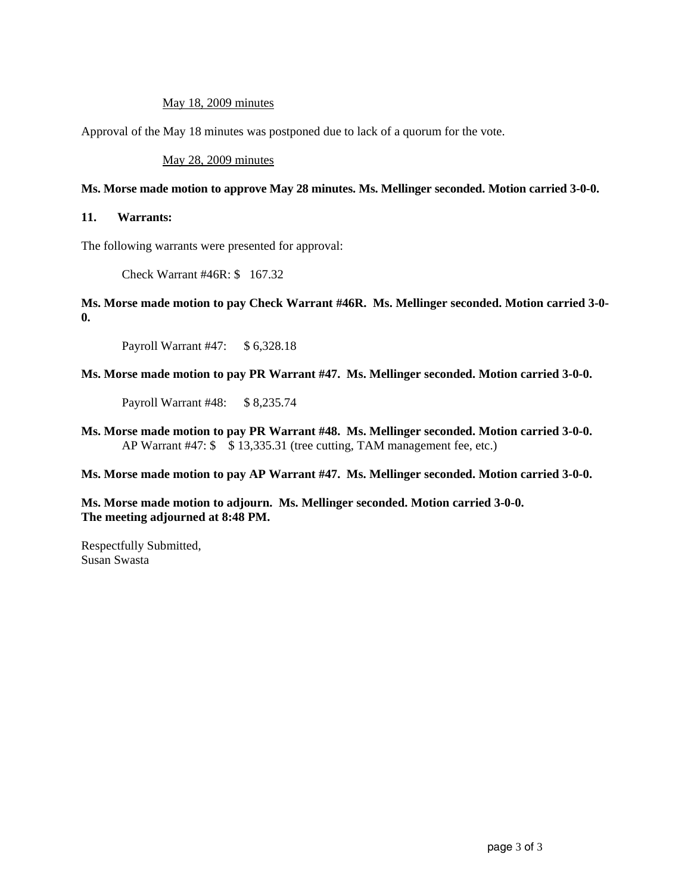May 18, 2009 minutes

Approval of the May 18 minutes was postponed due to lack of a quorum for the vote.

May 28, 2009 minutes

**Ms. Morse made motion to approve May 28 minutes. Ms. Mellinger seconded. Motion carried 3-0-0.**

**11. Warrants:**

The following warrants were presented for approval:

Check Warrant #46R: $ 167.32

**Ms. Morse made motion to pay Check Warrant #46R. Ms. Mellinger seconded. Motion carried 3-0-0.**

Payroll Warrant #47: $ 6,328.18

**Ms. Morse made motion to pay PR Warrant #47. Ms. Mellinger seconded. Motion carried 3-0-0.**

Payroll Warrant #48: $ 8,235.74

**Ms. Morse made motion to pay PR Warrant #48. Ms. Mellinger seconded. Motion carried 3-0-0.**

AP Warrant #47: $ $ 13,335.31 (tree cutting, TAM management fee, etc.)

**Ms. Morse made motion to pay AP Warrant #47. Ms. Mellinger seconded. Motion carried 3-0-0.**

**Ms. Morse made motion to adjourn. Ms. Mellinger seconded. Motion carried 3-0-0.**
**The meeting adjourned at 8:48 PM.**

Respectfully Submitted,
Susan Swasta